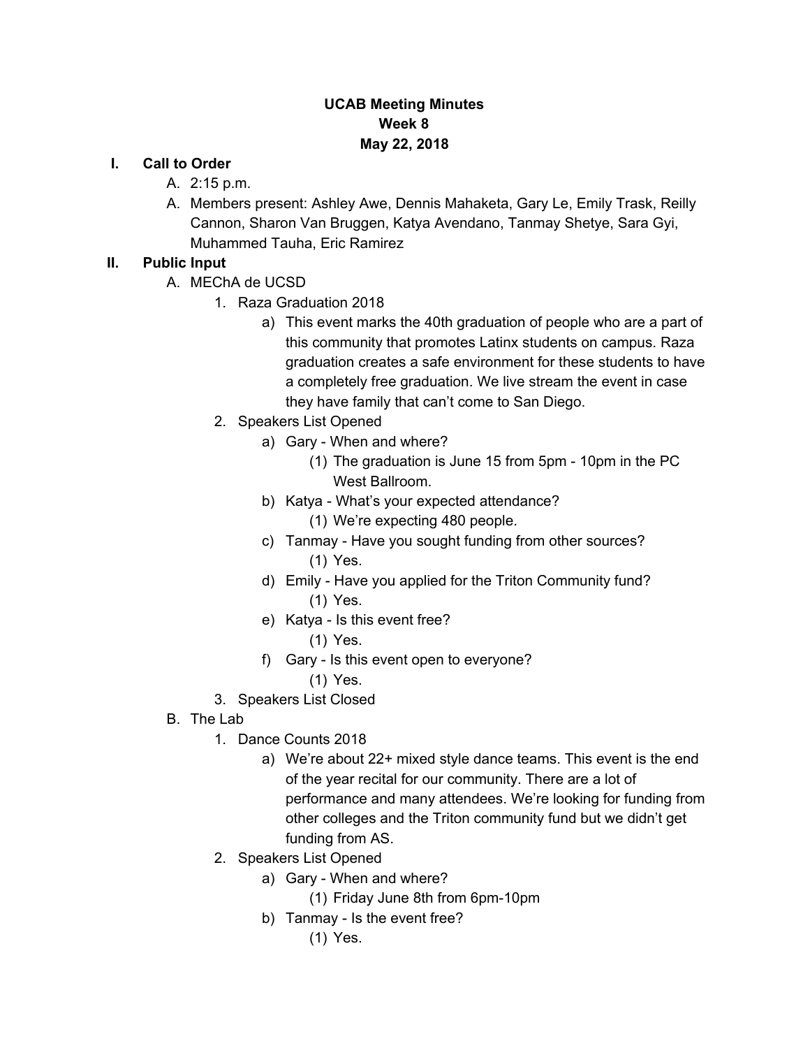**UCAB Meeting Minutes**
**Week 8**
**May 22, 2018**

- **I. Call to Order**
    - A. 2:15 p.m.
    - A. Members present: Ashley Awe, Dennis Mahaketa, Gary Le, Emily Trask, Reilly Cannon, Sharon Van Bruggen, Katya Avendano, Tanmay Shetye, Sara Gyi, Muhammed Tauha, Eric Ramirez
- **II. Public Input**
    - A. MEChA de UCSD
        - 1. Raza Graduation 2018
            - a) This event marks the 40th graduation of people who are a part of this community that promotes Latinx students on campus. Raza graduation creates a safe environment for these students to have a completely free graduation. We live stream the event in case they have family that can't come to San Diego.
        - 2. Speakers List Opened
            - a) Gary - When and where?
                - (1) The graduation is June 15 from 5pm - 10pm in the PC West Ballroom.
            - b) Katya - What's your expected attendance?
                - (1) We're expecting 480 people.
            - c) Tanmay - Have you sought funding from other sources?
                - (1) Yes.
            - d) Emily - Have you applied for the Triton Community fund?
                - (1) Yes.
            - e) Katya - Is this event free?
                - (1) Yes.
            - f) Gary - Is this event open to everyone?
                - (1) Yes.
        - 3. Speakers List Closed
    - B. The Lab
        - 1. Dance Counts 2018
            - a) We're about 22+ mixed style dance teams. This event is the end of the year recital for our community. There are a lot of performance and many attendees. We're looking for funding from other colleges and the Triton community fund but we didn't get funding from AS.
        - 2. Speakers List Opened
            - a) Gary - When and where?
                - (1) Friday June 8th from 6pm-10pm
            - b) Tanmay - Is the event free?
                - (1) Yes.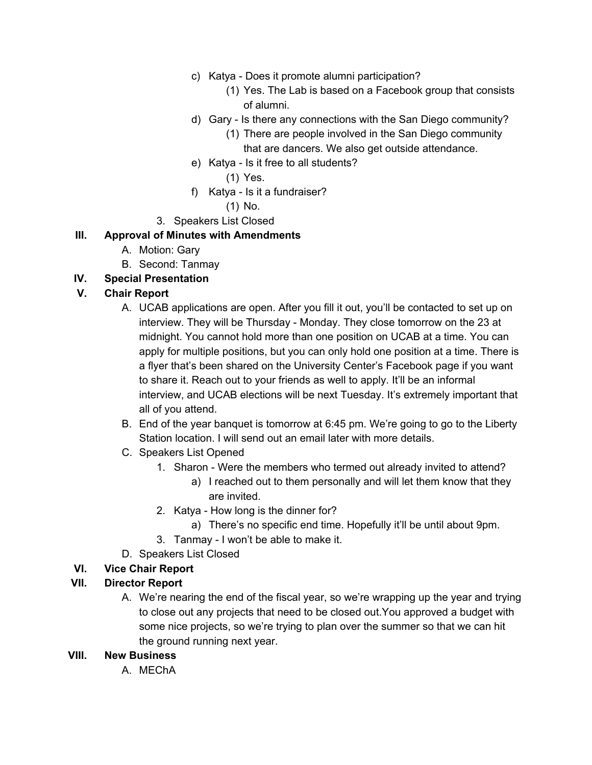c) Katya - Does it promote alumni participation?
            (1) Yes. The Lab is based on a Facebook group that consists of alumni.
        d) Gary - Is there any connections with the San Diego community?
            (1) There are people involved in the San Diego community that are dancers. We also get outside attendance.
        e) Katya - Is it free to all students?
            (1) Yes.
        f) Katya - Is it a fundraiser?
            (1) No.
    3. Speakers List Closed

**III. Approval of Minutes with Amendments**

- A. Motion: Gary
- B. Second: Tanmay

**IV. Special Presentation**

**V. Chair Report**

- A. UCAB applications are open. After you fill it out, you'll be contacted to set up on interview. They will be Thursday - Monday. They close tomorrow on the 23 at midnight. You cannot hold more than one position on UCAB at a time. You can apply for multiple positions, but you can only hold one position at a time. There is a flyer that's been shared on the University Center's Facebook page if you want to share it. Reach out to your friends as well to apply. It'll be an informal interview, and UCAB elections will be next Tuesday. It's extremely important that all of you attend.
- B. End of the year banquet is tomorrow at 6:45 pm. We're going to go to the Liberty Station location. I will send out an email later with more details.
- C. Speakers List Opened
    1. Sharon - Were the members who termed out already invited to attend?
        a) I reached out to them personally and will let them know that they are invited.
    2. Katya - How long is the dinner for?
        a) There's no specific end time. Hopefully it'll be until about 9pm.
    3. Tanmay - I won't be able to make it.
- D. Speakers List Closed

**VI. Vice Chair Report**

**VII. Director Report**

- A. We're nearing the end of the fiscal year, so we're wrapping up the year and trying to close out any projects that need to be closed out.You approved a budget with some nice projects, so we're trying to plan over the summer so that we can hit the ground running next year.

**VIII. New Business**

- A. MEChA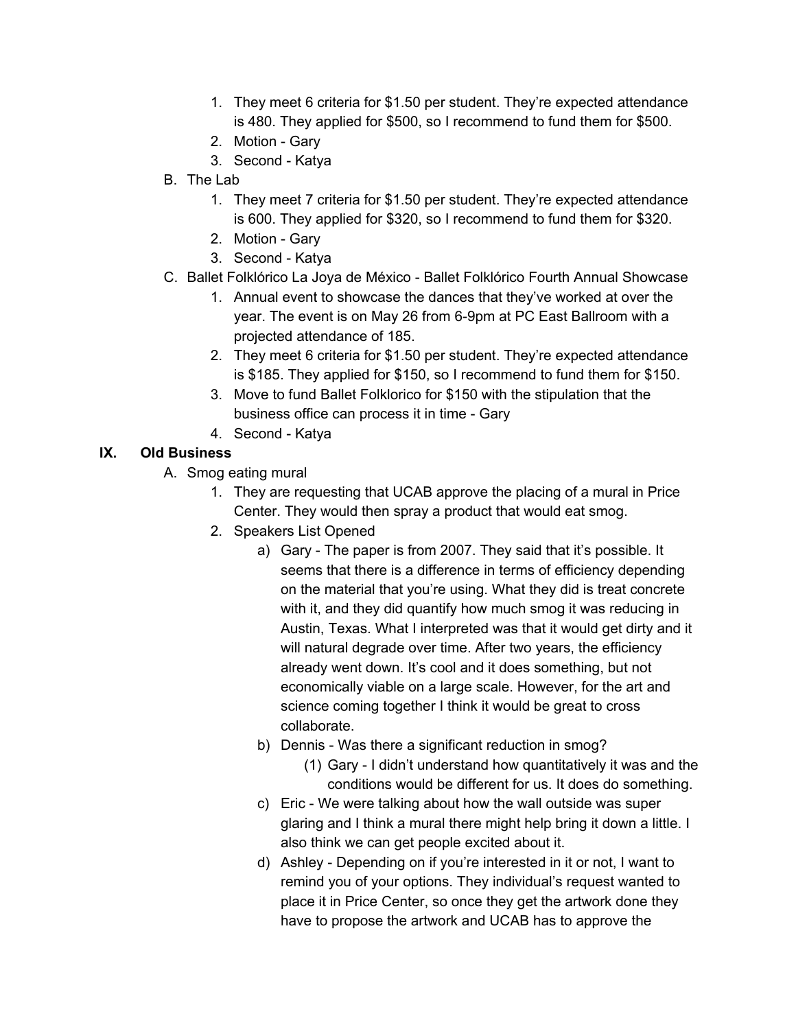1. They meet 6 criteria for $1.50 per student. They're expected attendance is 480. They applied for $500, so I recommend to fund them for $500.
2. Motion - Gary
3. Second - Katya

B. The Lab
1. They meet 7 criteria for $1.50 per student. They're expected attendance is 600. They applied for $320, so I recommend to fund them for $320.
2. Motion - Gary
3. Second - Katya

C. Ballet Folklórico La Joya de México - Ballet Folklórico Fourth Annual Showcase
1. Annual event to showcase the dances that they've worked at over the year. The event is on May 26 from 6-9pm at PC East Ballroom with a projected attendance of 185.
2. They meet 6 criteria for $1.50 per student. They're expected attendance is $185. They applied for $150, so I recommend to fund them for $150.
3. Move to fund Ballet Folklorico for $150 with the stipulation that the business office can process it in time - Gary
4. Second - Katya

## IX. Old Business

A. Smog eating mural
1. They are requesting that UCAB approve the placing of a mural in Price Center. They would then spray a product that would eat smog.
2. Speakers List Opened
   a) Gary - The paper is from 2007. They said that it's possible. It seems that there is a difference in terms of efficiency depending on the material that you're using. What they did is treat concrete with it, and they did quantify how much smog it was reducing in Austin, Texas. What I interpreted was that it would get dirty and it will natural degrade over time. After two years, the efficiency already went down. It's cool and it does something, but not economically viable on a large scale. However, for the art and science coming together I think it would be great to cross collaborate.
   b) Dennis - Was there a significant reduction in smog?
      (1) Gary - I didn't understand how quantitatively it was and the conditions would be different for us. It does do something.
   c) Eric - We were talking about how the wall outside was super glaring and I think a mural there might help bring it down a little. I also think we can get people excited about it.
   d) Ashley - Depending on if you're interested in it or not, I want to remind you of your options. They individual's request wanted to place it in Price Center, so once they get the artwork done they have to propose the artwork and UCAB has to approve the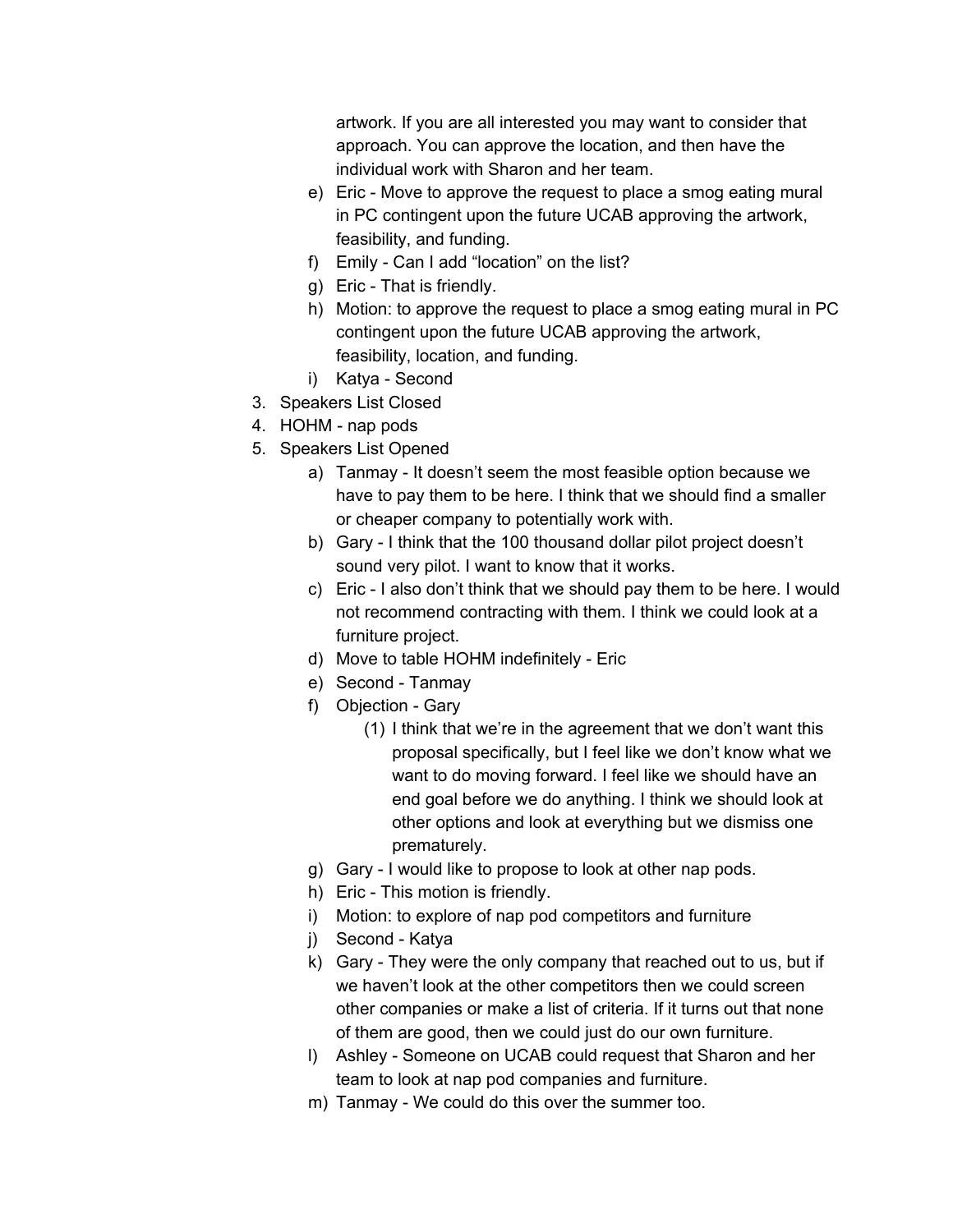artwork. If you are all interested you may want to consider that approach. You can approve the location, and then have the individual work with Sharon and her team.

e) Eric - Move to approve the request to place a smog eating mural in PC contingent upon the future UCAB approving the artwork, feasibility, and funding.
f) Emily - Can I add "location" on the list?
g) Eric - That is friendly.
h) Motion: to approve the request to place a smog eating mural in PC contingent upon the future UCAB approving the artwork, feasibility, location, and funding.
i) Katya - Second

3. Speakers List Closed
4. HOHM - nap pods
5. Speakers List Opened
   a) Tanmay - It doesn't seem the most feasible option because we have to pay them to be here. I think that we should find a smaller or cheaper company to potentially work with.
   b) Gary - I think that the 100 thousand dollar pilot project doesn't sound very pilot. I want to know that it works.
   c) Eric - I also don't think that we should pay them to be here. I would not recommend contracting with them. I think we could look at a furniture project.
   d) Move to table HOHM indefinitely - Eric
   e) Second - Tanmay
   f) Objection - Gary
      (1) I think that we're in the agreement that we don't want this proposal specifically, but I feel like we don't know what we want to do moving forward. I feel like we should have an end goal before we do anything. I think we should look at other options and look at everything but we dismiss one prematurely.
   g) Gary - I would like to propose to look at other nap pods.
   h) Eric - This motion is friendly.
   i) Motion: to explore of nap pod competitors and furniture
   j) Second - Katya
   k) Gary - They were the only company that reached out to us, but if we haven't look at the other competitors then we could screen other companies or make a list of criteria. If it turns out that none of them are good, then we could just do our own furniture.
   l) Ashley - Someone on UCAB could request that Sharon and her team to look at nap pod companies and furniture.
   m) Tanmay - We could do this over the summer too.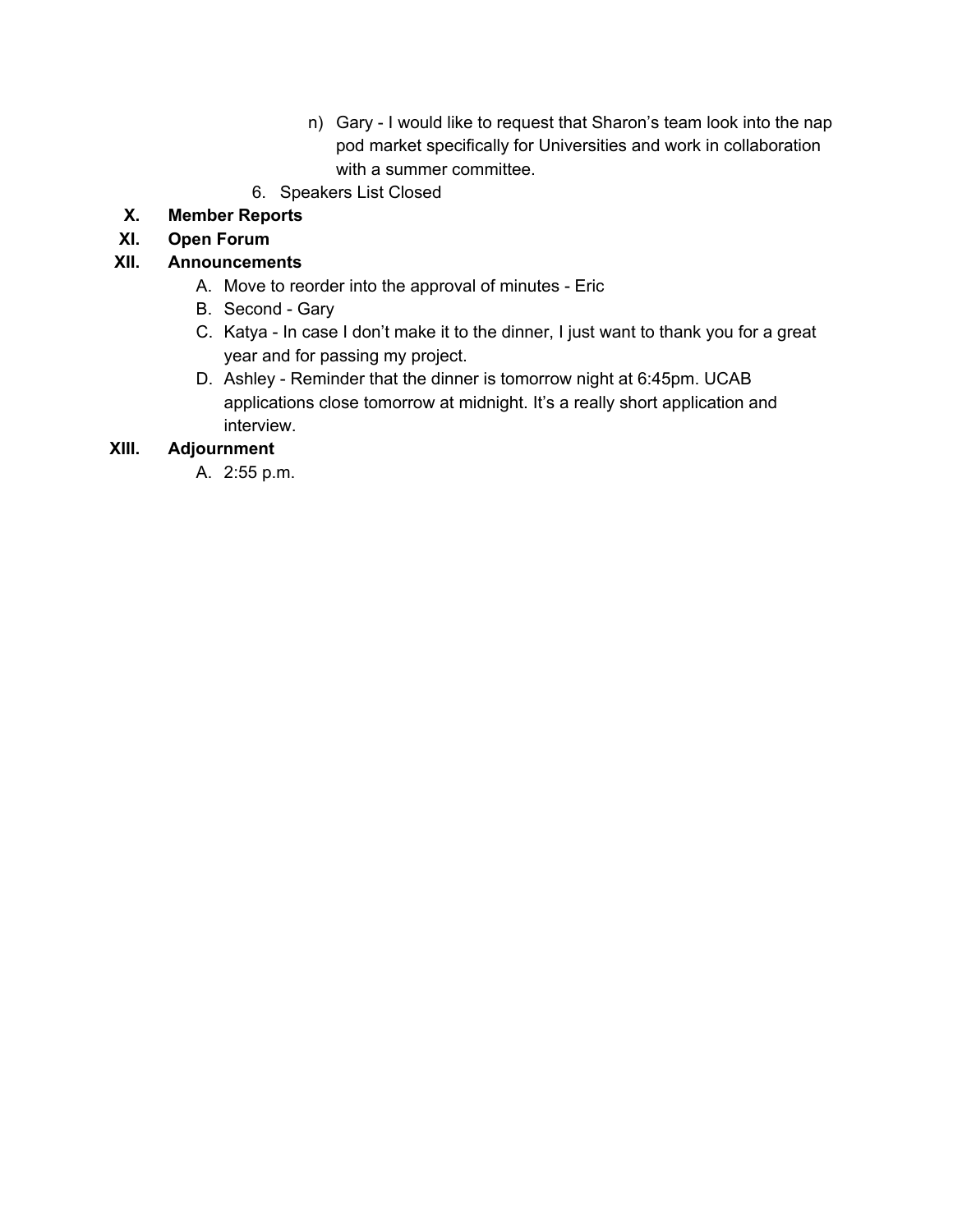n) Gary - I would like to request that Sharon's team look into the nap pod market specifically for Universities and work in collaboration with a summer committee.

6. Speakers List Closed

**X. Member Reports**

**XI. Open Forum**

**XII. Announcements**

A. Move to reorder into the approval of minutes - Eric

B. Second - Gary

C. Katya - In case I don't make it to the dinner, I just want to thank you for a great year and for passing my project.

D. Ashley - Reminder that the dinner is tomorrow night at 6:45pm. UCAB applications close tomorrow at midnight. It's a really short application and interview.

**XIII. Adjournment**

A. 2:55 p.m.